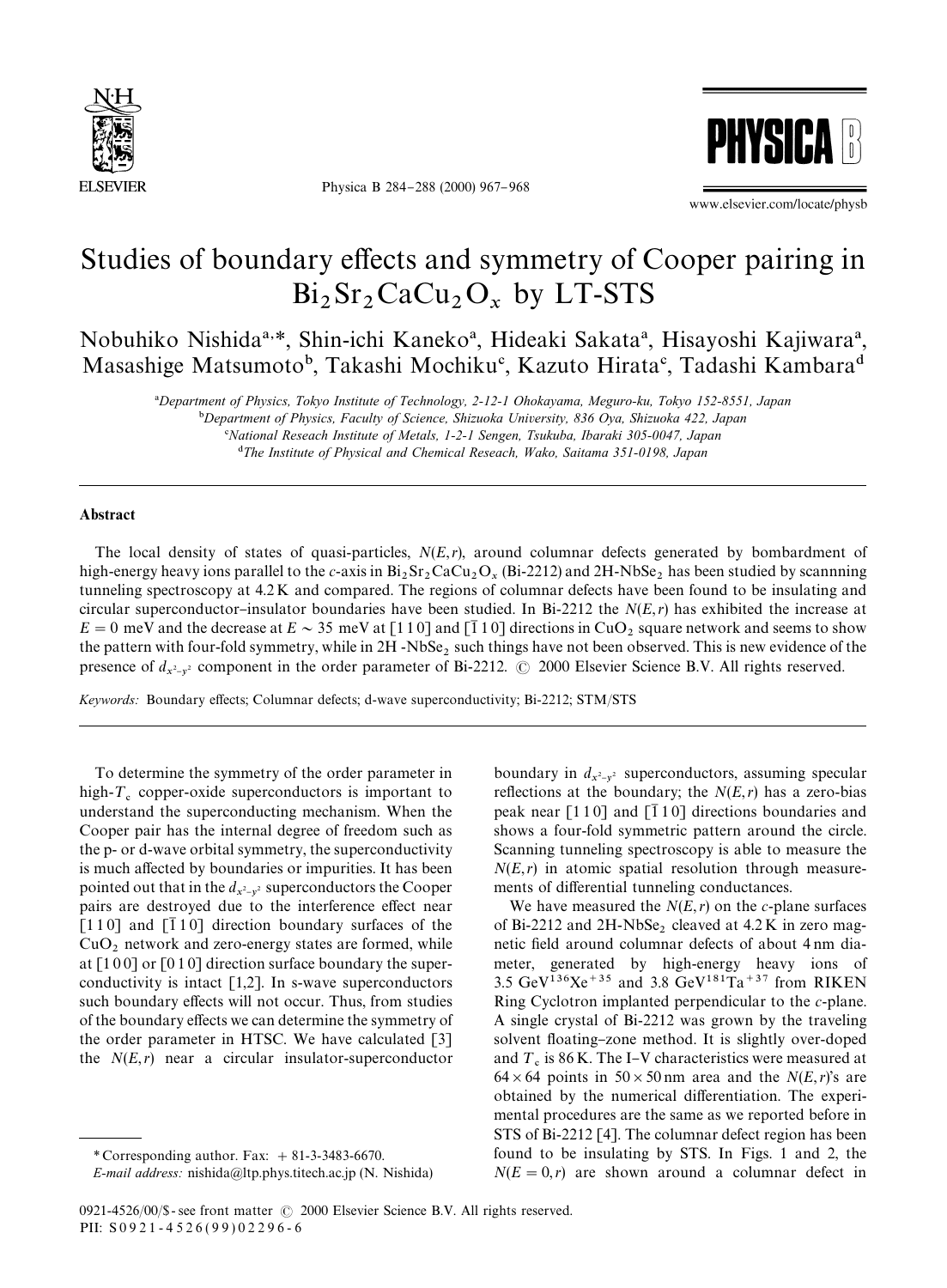# Studies of boundary effects and symmetry of Cooper pairing in $Bi_2Sr_2CaCu_2O_x$ by LT-STS

Nobuhiko Nishida[a,*], Shin-ichi Kaneko[a], Hideaki Sakata[a], Hisayoshi Kajiwara[a], Masashige Matsumoto[b], Takashi Mochiku[c], Kazuto Hirata[c], Tadashi Kambara[d]

[a]Department of Physics, Tokyo Institute of Technology, 2-12-1 Ohokayama, Meguro-ku, Tokyo 152-8551, Japan
[b]Department of Physics, Faculty of Science, Shizuoka University, 836 Oya, Shizuoka 422, Japan
[c]National Reseach Institute of Metals, 1-2-1 Sengen, Tsukuba, Ibaraki 305-0047, Japan
[d]The Institute of Physical and Chemical Reseach, Wako, Saitama 351-0198, Japan

## Abstract

The local density of states of quasi-particles, $N(E,r)$, around columnar defects generated by bombardment of high-energy heavy ions parallel to the *c*-axis in $Bi_2Sr_2CaCu_2O_x$ (Bi-2212) and 2H-$NbSe_2$ has been studied by scannning tunneling spectroscopy at 4.2 K and compared. The regions of columnar defects have been found to be insulating and circular superconductor–insulator boundaries have been studied. In Bi-2212 the $N(E,r)$ has exhibited the increase at $E = 0$ meV and the decrease at $E \sim 35$ meV at [1 1 0] and [$\bar{1}$ 1 0] directions in $CuO_2$ square network and seems to show the pattern with four-fold symmetry, while in 2H -$NbSe_2$ such things have not been observed. This is new evidence of the presence of $d_{x^2-y^2}$ component in the order parameter of Bi-2212. © 2000 Elsevier Science B.V. All rights reserved.

*Keywords:* Boundary effects; Columnar defects; d-wave superconductivity; Bi-2212; STM/STS

To determine the symmetry of the order parameter in high-$T_c$ copper-oxide superconductors is important to understand the superconducting mechanism. When the Cooper pair has the internal degree of freedom such as the p- or d-wave orbital symmetry, the superconductivity is much affected by boundaries or impurities. It has been pointed out that in the $d_{x^2-y^2}$ superconductors the Cooper pairs are destroyed due to the interference effect near [1 1 0] and [$\bar{1}$ 1 0] direction boundary surfaces of the $CuO_2$ network and zero-energy states are formed, while at [1 0 0] or [0 1 0] direction surface boundary the superconductivity is intact [1,2]. In s-wave superconductors such boundary effects will not occur. Thus, from studies of the boundary effects we can determine the symmetry of the order parameter in HTSC. We have calculated [3] the $N(E,r)$ near a circular insulator-superconductor boundary in $d_{x^2-y^2}$ superconductors, assuming specular reflections at the boundary; the $N(E,r)$ has a zero-bias peak near [1 1 0] and [$\bar{1}$ 1 0] directions boundaries and shows a four-fold symmetric pattern around the circle. Scanning tunneling spectroscopy is able to measure the $N(E,r)$ in atomic spatial resolution through measurements of differential tunneling conductances.

We have measured the $N(E,r)$ on the *c*-plane surfaces of Bi-2212 and 2H-$NbSe_2$ cleaved at 4.2 K in zero magnetic field around columnar defects of about 4 nm diameter, generated by high-energy heavy ions of 3.5 GeV $^{136}Xe^{+35}$ and 3.8 GeV $^{181}Ta^{+37}$ from RIKEN Ring Cyclotron implanted perpendicular to the *c*-plane. A single crystal of Bi-2212 was grown by the traveling solvent floating–zone method. It is slightly over-doped and $T_c$ is 86 K. The I–V characteristics were measured at $64 \times 64$ points in $50 \times 50$ nm area and the $N(E,r)$'s are obtained by the numerical differentiation. The experimental procedures are the same as we reported before in STS of Bi-2212 [4]. The columnar defect region has been found to be insulating by STS. In Figs. 1 and 2, the $N(E=0,r)$ are shown around a columnar defect in

\* Corresponding author. Fax: + 81-3-3483-6670.
*E-mail address:* nishida@ltp.phys.titech.ac.jp (N. Nishida)

0921-4526/00/$ - see front matter © 2000 Elsevier Science B.V. All rights reserved.
PII: S0921-4526(99)02296-6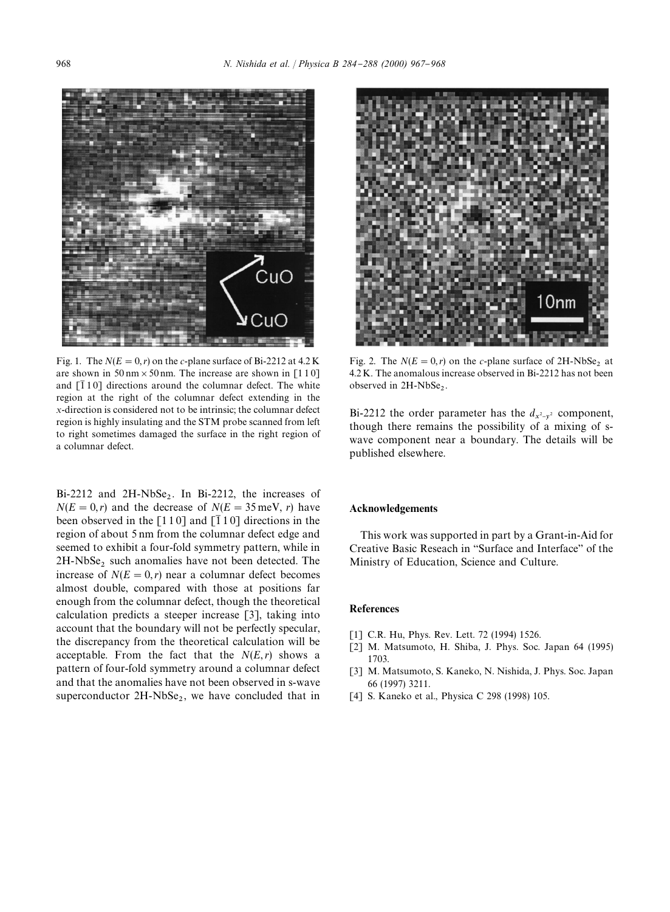CuO

CuO

Fig. 1. The $N(E=0,r)$ on the $c$-plane surface of Bi-2212 at 4.2 K are shown in 50 nm × 50 nm. The increase are shown in [1 1 0] and [$\bar{1}$ 1 0] directions around the columnar defect. The white region at the right of the columnar defect extending in the $x$-direction is considered not to be intrinsic; the columnar defect region is highly insulating and the STM probe scanned from left to right sometimes damaged the surface in the right region of a columnar defect.

10nm

Fig. 2. The $N(E=0,r)$ on the $c$-plane surface of 2H-$NbSe_2$ at 4.2 K. The anomalous increase observed in Bi-2212 has not been observed in 2H-$NbSe_2$.

Bi-2212 and 2H-$NbSe_2$. In Bi-2212, the increases of $N(E=0,r)$ and the decrease of $N(E=35\,\text{meV}, r)$ have been observed in the [1 1 0] and [$\bar{1}$ 1 0] directions in the region of about 5 nm from the columnar defect edge and seemed to exhibit a four-fold symmetry pattern, while in 2H-$NbSe_2$ such anomalies have not been detected. The increase of $N(E=0,r)$ near a columnar defect becomes almost double, compared with those at positions far enough from the columnar defect, though the theoretical calculation predicts a steeper increase [3], taking into account that the boundary will not be perfectly specular, the discrepancy from the theoretical calculation will be acceptable. From the fact that the $N(E,r)$ shows a pattern of four-fold symmetry around a columnar defect and that the anomalies have not been observed in s-wave superconductor 2H-$NbSe_2$, we have concluded that in Bi-2212 the order parameter has the $d_{x^2-y^2}$ component, though there remains the possibility of a mixing of s-wave component near a boundary. The details will be published elsewhere.

## Acknowledgements

This work was supported in part by a Grant-in-Aid for Creative Basic Reseach in "Surface and Interface" of the Ministry of Education, Science and Culture.

## References

[1] C.R. Hu, Phys. Rev. Lett. 72 (1994) 1526.
[2] M. Matsumoto, H. Shiba, J. Phys. Soc. Japan 64 (1995) 1703.
[3] M. Matsumoto, S. Kaneko, N. Nishida, J. Phys. Soc. Japan 66 (1997) 3211.
[4] S. Kaneko et al., Physica C 298 (1998) 105.